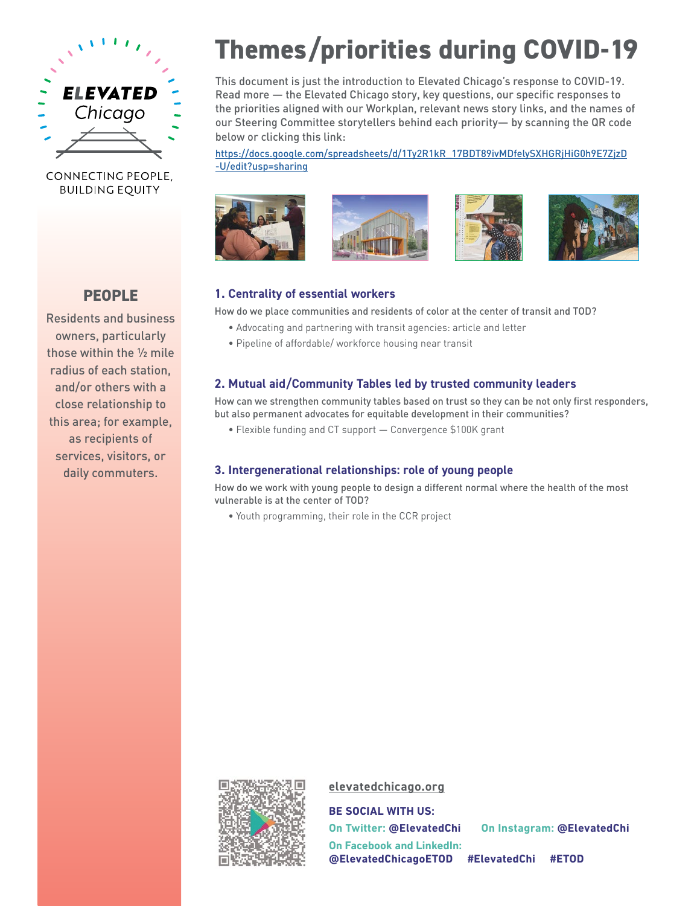ELEVATED Chicago

CONNECTING PEOPLE, BUILDING EQUITY

# Themes/priorities during COVID-19

This document is just the introduction to Elevated Chicago's response to COVID-19. Read more — the Elevated Chicago story, key questions, our specific responses to the priorities aligned with our Workplan, relevant news story links, and the names of our Steering Committee storytellers behind each priority— by scanning the QR code below or clicking this link:

https://docs.google.com/spreadsheets/d/1Ty2R1kR_17BDT89ivMDfelySXHGRjHiG0h9E7ZjzD-U/edit?usp=sharing

## PEOPLE

Residents and business owners, particularly those within the ½ mile radius of each station, and/or others with a close relationship to this area; for example, as recipients of services, visitors, or daily commuters.

### 1. Centrality of essential workers

How do we place communities and residents of color at the center of transit and TOD?

- Advocating and partnering with transit agencies: article and letter
- Pipeline of affordable/ workforce housing near transit

### 2. Mutual aid/Community Tables led by trusted community leaders

How can we strengthen community tables based on trust so they can be not only first responders, but also permanent advocates for equitable development in their communities?

- Flexible funding and CT support — Convergence $100K grant

### 3. Intergenerational relationships: role of young people

How do we work with young people to design a different normal where the health of the most vulnerable is at the center of TOD?

- Youth programming, their role in the CCR project

elevatedchicago.org

**BE SOCIAL WITH US:**

On Twitter: **@ElevatedChi**   On Instagram: **@ElevatedChi**

On Facebook and LinkedIn: **@ElevatedChicagoETOD**   **#ElevatedChi**   **#ETOD**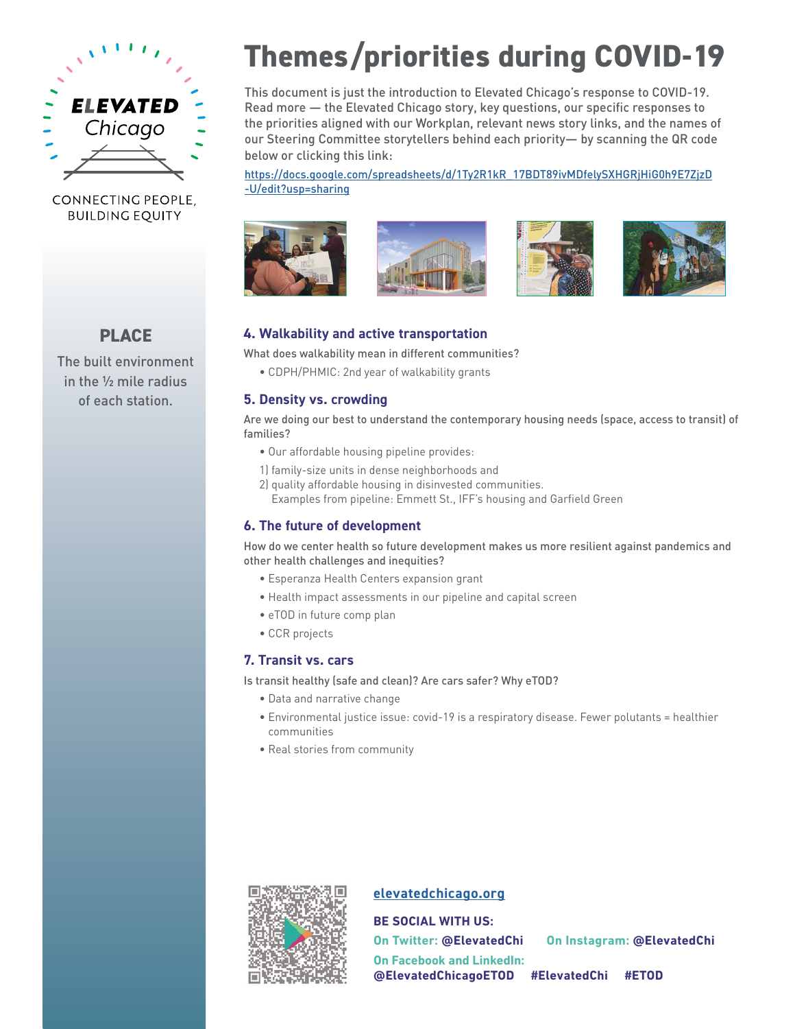ELEVATED Chicago

CONNECTING PEOPLE, BUILDING EQUITY

## PLACE

The built environment in the ½ mile radius of each station.

# Themes/priorities during COVID-19

This document is just the introduction to Elevated Chicago's response to COVID-19. Read more — the Elevated Chicago story, key questions, our specific responses to the priorities aligned with our Workplan, relevant news story links, and the names of our Steering Committee storytellers behind each priority— by scanning the QR code below or clicking this link:

https://docs.google.com/spreadsheets/d/1Ty2R1kR_17BDT89ivMDfelySXHGRjHiG0h9E7ZjzD-U/edit?usp=sharing

### 4. Walkability and active transportation

What does walkability mean in different communities?

- CDPH/PHMIC: 2nd year of walkability grants

### 5. Density vs. crowding

Are we doing our best to understand the contemporary housing needs (space, access to transit) of families?

- Our affordable housing pipeline provides:

1) family-size units in dense neighborhoods and
2) quality affordable housing in disinvested communities.
   Examples from pipeline: Emmett St., IFF's housing and Garfield Green

### 6. The future of development

How do we center health so future development makes us more resilient against pandemics and other health challenges and inequities?

- Esperanza Health Centers expansion grant
- Health impact assessments in our pipeline and capital screen
- eTOD in future comp plan
- CCR projects

### 7. Transit vs. cars

Is transit healthy (safe and clean)? Are cars safer? Why eTOD?

- Data and narrative change
- Environmental justice issue: covid-19 is a respiratory disease. Fewer polutants = healthier communities
- Real stories from community

**elevatedchicago.org**

**BE SOCIAL WITH US:**

**On Twitter: @ElevatedChi** **On Instagram: @ElevatedChi**

**On Facebook and LinkedIn:**
**@ElevatedChicagoETOD #ElevatedChi #ETOD**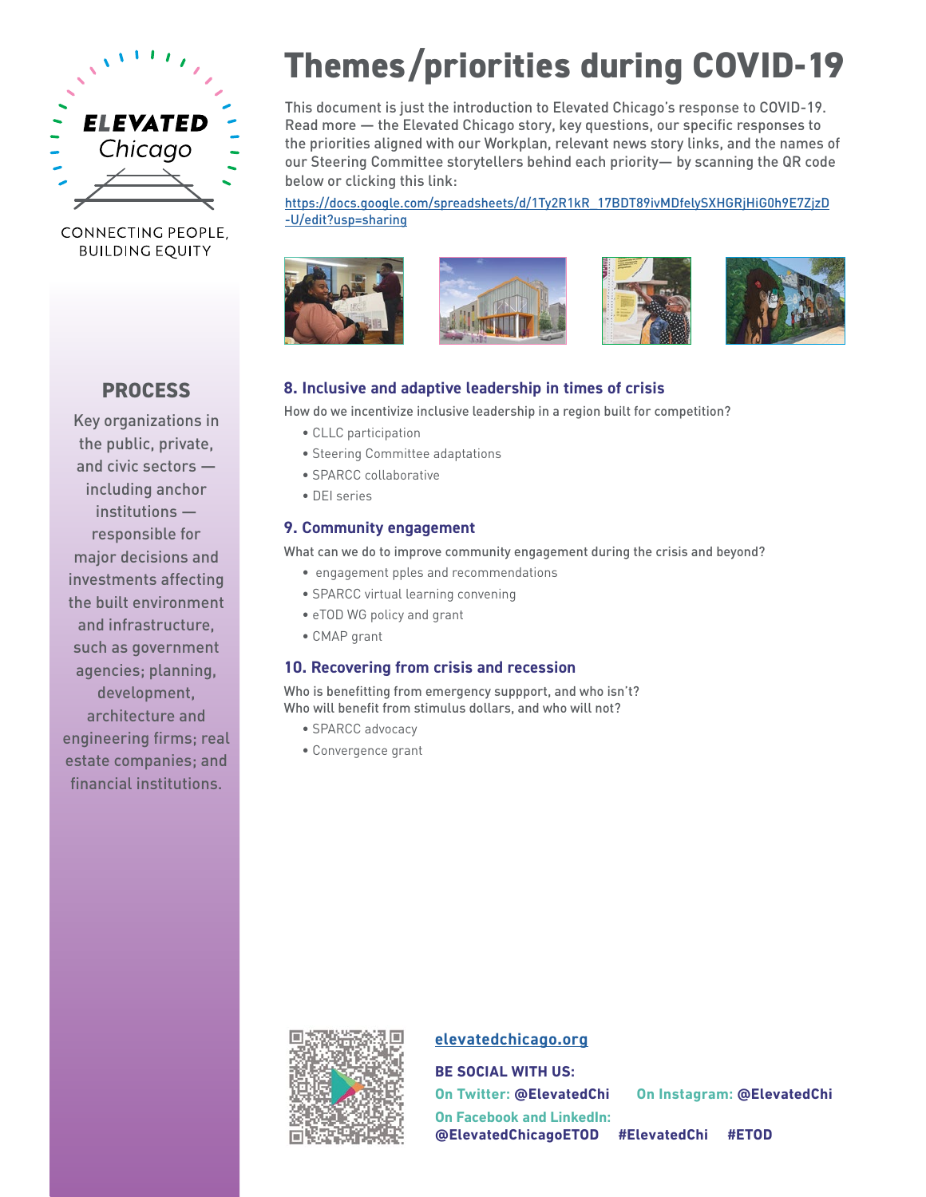ELEVATED Chicago

CONNECTING PEOPLE, BUILDING EQUITY

## PROCESS

Key organizations in the public, private, and civic sectors — including anchor institutions — responsible for major decisions and investments affecting the built environment and infrastructure, such as government agencies; planning, development, architecture and engineering firms; real estate companies; and financial institutions.

# Themes/priorities during COVID-19

This document is just the introduction to Elevated Chicago's response to COVID-19. Read more — the Elevated Chicago story, key questions, our specific responses to the priorities aligned with our Workplan, relevant news story links, and the names of our Steering Committee storytellers behind each priority— by scanning the QR code below or clicking this link:

https://docs.google.com/spreadsheets/d/1Ty2R1kR_17BDT89ivMDfelySXHGRjHiG0h9E7ZjzD-U/edit?usp=sharing

### 8. Inclusive and adaptive leadership in times of crisis

How do we incentivize inclusive leadership in a region built for competition?

- CLLC participation
- Steering Committee adaptations
- SPARCC collaborative
- DEI series

### 9. Community engagement

What can we do to improve community engagement during the crisis and beyond?

- engagement pples and recommendations
- SPARCC virtual learning convening
- eTOD WG policy and grant
- CMAP grant

### 10. Recovering from crisis and recession

Who is benefitting from emergency suppport, and who isn't?
Who will benefit from stimulus dollars, and who will not?

- SPARCC advocacy
- Convergence grant

elevatedchicago.org

**BE SOCIAL WITH US:**

**On Twitter: @ElevatedChi** **On Instagram: @ElevatedChi**

**On Facebook and LinkedIn:**
**@ElevatedChicagoETOD #ElevatedChi #ETOD**